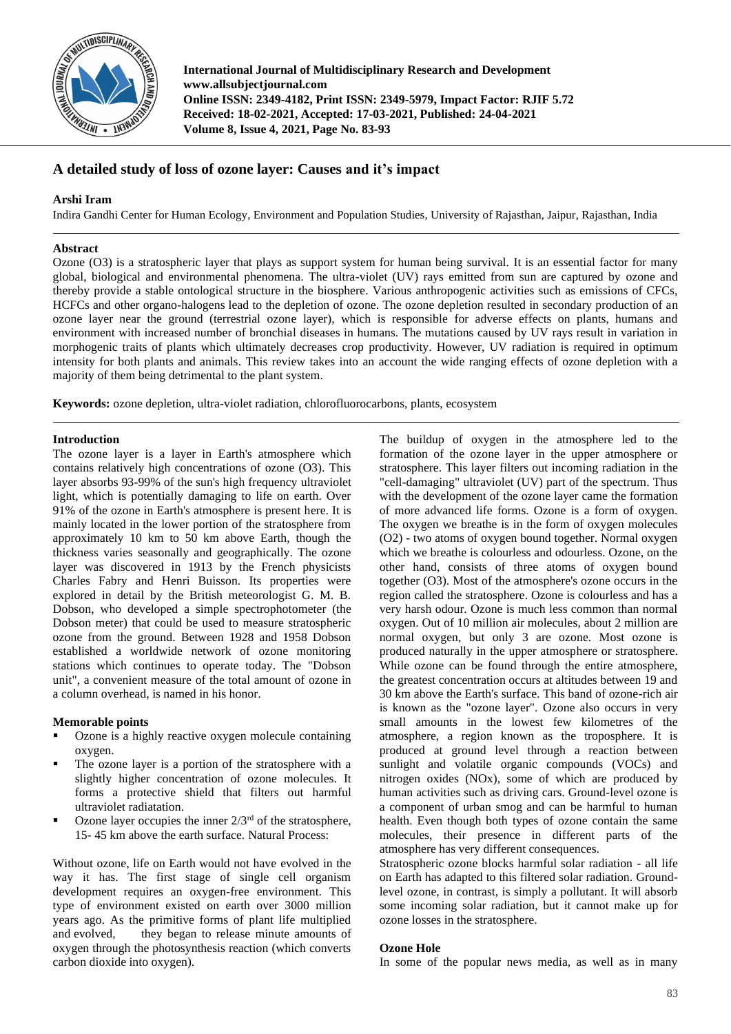# A detailed study of loss of ozone layer: Causes and it's impact

**Arshi Iram**

Indira Gandhi Center for Human Ecology, Environment and Population Studies, University of Rajasthan, Jaipur, Rajasthan, India

## Abstract

Ozone (O3) is a stratospheric layer that plays as support system for human being survival. It is an essential factor for many global, biological and environmental phenomena. The ultra-violet (UV) rays emitted from sun are captured by ozone and thereby provide a stable ontological structure in the biosphere. Various anthropogenic activities such as emissions of CFCs, HCFCs and other organo-halogens lead to the depletion of ozone. The ozone depletion resulted in secondary production of an ozone layer near the ground (terrestrial ozone layer), which is responsible for adverse effects on plants, humans and environment with increased number of bronchial diseases in humans. The mutations caused by UV rays result in variation in morphogenic traits of plants which ultimately decreases crop productivity. However, UV radiation is required in optimum intensity for both plants and animals. This review takes into an account the wide ranging effects of ozone depletion with a majority of them being detrimental to the plant system.

**Keywords:** ozone depletion, ultra-violet radiation, chlorofluorocarbons, plants, ecosystem

## Introduction

The ozone layer is a layer in Earth's atmosphere which contains relatively high concentrations of ozone (O3). This layer absorbs 93-99% of the sun's high frequency ultraviolet light, which is potentially damaging to life on earth. Over 91% of the ozone in Earth's atmosphere is present here. It is mainly located in the lower portion of the stratosphere from approximately 10 km to 50 km above Earth, though the thickness varies seasonally and geographically. The ozone layer was discovered in 1913 by the French physicists Charles Fabry and Henri Buisson. Its properties were explored in detail by the British meteorologist G. M. B. Dobson, who developed a simple spectrophotometer (the Dobson meter) that could be used to measure stratospheric ozone from the ground. Between 1928 and 1958 Dobson established a worldwide network of ozone monitoring stations which continues to operate today. The "Dobson unit", a convenient measure of the total amount of ozone in a column overhead, is named in his honor.

### Memorable points

- Ozone is a highly reactive oxygen molecule containing oxygen.
- The ozone layer is a portion of the stratosphere with a slightly higher concentration of ozone molecules. It forms a protective shield that filters out harmful ultraviolet radiatation.
- Ozone layer occupies the inner 2/3rd of the stratosphere, 15- 45 km above the earth surface. Natural Process:

Without ozone, life on Earth would not have evolved in the way it has. The first stage of single cell organism development requires an oxygen-free environment. This type of environment existed on earth over 3000 million years ago. As the primitive forms of plant life multiplied and evolved, they began to release minute amounts of oxygen through the photosynthesis reaction (which converts carbon dioxide into oxygen).

The buildup of oxygen in the atmosphere led to the formation of the ozone layer in the upper atmosphere or stratosphere. This layer filters out incoming radiation in the "cell-damaging" ultraviolet (UV) part of the spectrum. Thus with the development of the ozone layer came the formation of more advanced life forms. Ozone is a form of oxygen. The oxygen we breathe is in the form of oxygen molecules (O2) - two atoms of oxygen bound together. Normal oxygen which we breathe is colourless and odourless. Ozone, on the other hand, consists of three atoms of oxygen bound together (O3). Most of the atmosphere's ozone occurs in the region called the stratosphere. Ozone is colourless and has a very harsh odour. Ozone is much less common than normal oxygen. Out of 10 million air molecules, about 2 million are normal oxygen, but only 3 are ozone. Most ozone is produced naturally in the upper atmosphere or stratosphere. While ozone can be found through the entire atmosphere, the greatest concentration occurs at altitudes between 19 and 30 km above the Earth's surface. This band of ozone-rich air is known as the "ozone layer". Ozone also occurs in very small amounts in the lowest few kilometres of the atmosphere, a region known as the troposphere. It is produced at ground level through a reaction between sunlight and volatile organic compounds (VOCs) and nitrogen oxides (NOx), some of which are produced by human activities such as driving cars. Ground-level ozone is a component of urban smog and can be harmful to human health. Even though both types of ozone contain the same molecules, their presence in different parts of the atmosphere has very different consequences.

Stratospheric ozone blocks harmful solar radiation - all life on Earth has adapted to this filtered solar radiation. Ground-level ozone, in contrast, is simply a pollutant. It will absorb some incoming solar radiation, but it cannot make up for ozone losses in the stratosphere.

## Ozone Hole

In some of the popular news media, as well as in many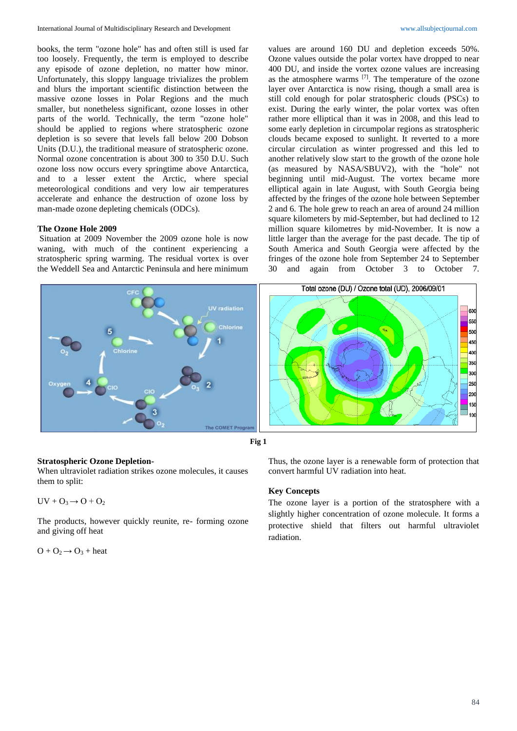books, the term "ozone hole" has and often still is used far too loosely. Frequently, the term is employed to describe any episode of ozone depletion, no matter how minor. Unfortunately, this sloppy language trivializes the problem and blurs the important scientific distinction between the massive ozone losses in Polar Regions and the much smaller, but nonetheless significant, ozone losses in other parts of the world. Technically, the term "ozone hole" should be applied to regions where stratospheric ozone depletion is so severe that levels fall below 200 Dobson Units (D.U.), the traditional measure of stratospheric ozone. Normal ozone concentration is about 300 to 350 D.U. Such ozone loss now occurs every springtime above Antarctica, and to a lesser extent the Arctic, where special meteorological conditions and very low air temperatures accelerate and enhance the destruction of ozone loss by man-made ozone depleting chemicals (ODCs).

**The Ozone Hole 2009**

Situation at 2009 November the 2009 ozone hole is now waning, with much of the continent experiencing a stratospheric spring warming. The residual vortex is over the Weddell Sea and Antarctic Peninsula and here minimum values are around 160 DU and depletion exceeds 50%. Ozone values outside the polar vortex have dropped to near 400 DU, and inside the vortex ozone values are increasing as the atmosphere warms [7]. The temperature of the ozone layer over Antarctica is now rising, though a small area is still cold enough for polar stratospheric clouds (PSCs) to exist. During the early winter, the polar vortex was often rather more elliptical than it was in 2008, and this lead to some early depletion in circumpolar regions as stratospheric clouds became exposed to sunlight. It reverted to a more circular circulation as winter progressed and this led to another relatively slow start to the growth of the ozone hole (as measured by NASA/SBUV2), with the "hole" not beginning until mid-August. The vortex became more elliptical again in late August, with South Georgia being affected by the fringes of the ozone hole between September 2 and 6. The hole grew to reach an area of around 24 million square kilometers by mid-September, but had declined to 12 million square kilometres by mid-November. It is now a little larger than the average for the past decade. The tip of South America and South Georgia were affected by the fringes of the ozone hole from September 24 to September 30 and again from October 3 to October 7.

**Fig 1**

**Stratospheric Ozone Depletion-**

When ultraviolet radiation strikes ozone molecules, it causes them to split:

$$UV + O_3 \rightarrow O + O_2$$

The products, however quickly reunite, re- forming ozone and giving off heat

$$O + O_2 \rightarrow O_3 + heat$$

Thus, the ozone layer is a renewable form of protection that convert harmful UV radiation into heat.

**Key Concepts**

The ozone layer is a portion of the stratosphere with a slightly higher concentration of ozone molecule. It forms a protective shield that filters out harmful ultraviolet radiation.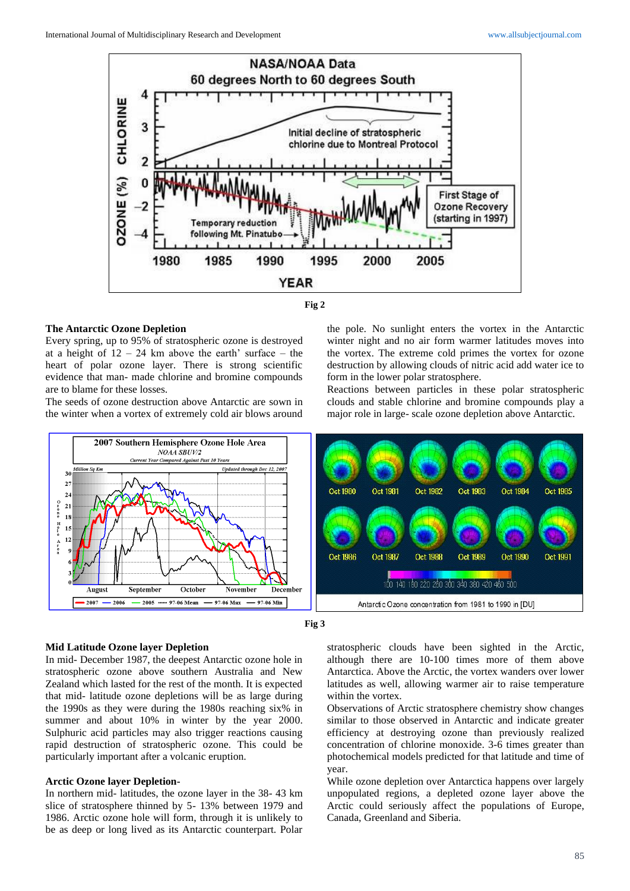Fig 2

**The Antarctic Ozone Depletion**

Every spring, up to 95% of stratospheric ozone is destroyed at a height of 12 – 24 km above the earth' surface – the heart of polar ozone layer. There is strong scientific evidence that man- made chlorine and bromine compounds are to blame for these losses.

The seeds of ozone destruction above Antarctic are sown in the winter when a vortex of extremely cold air blows around the pole. No sunlight enters the vortex in the Antarctic winter night and no air form warmer latitudes moves into the vortex. The extreme cold primes the vortex for ozone destruction by allowing clouds of nitric acid add water ice to form in the lower polar stratosphere.

Reactions between particles in these polar stratospheric clouds and stable chlorine and bromine compounds play a major role in large- scale ozone depletion above Antarctic.

Fig 3

**Mid Latitude Ozone layer Depletion**

In mid- December 1987, the deepest Antarctic ozone hole in stratospheric ozone above southern Australia and New Zealand which lasted for the rest of the month. It is expected that mid- latitude ozone depletions will be as large during the 1990s as they were during the 1980s reaching six% in summer and about 10% in winter by the year 2000. Sulphuric acid particles may also trigger reactions causing rapid destruction of stratospheric ozone. This could be particularly important after a volcanic eruption.

**Arctic Ozone layer Depletion-**

In northern mid- latitudes, the ozone layer in the 38- 43 km slice of stratosphere thinned by 5- 13% between 1979 and 1986. Arctic ozone hole will form, through it is unlikely to be as deep or long lived as its Antarctic counterpart. Polar stratospheric clouds have been sighted in the Arctic, although there are 10-100 times more of them above Antarctica. Above the Arctic, the vortex wanders over lower latitudes as well, allowing warmer air to raise temperature within the vortex.

Observations of Arctic stratosphere chemistry show changes similar to those observed in Antarctic and indicate greater efficiency at destroying ozone than previously realized concentration of chlorine monoxide. 3-6 times greater than photochemical models predicted for that latitude and time of year.

While ozone depletion over Antarctica happens over largely unpopulated regions, a depleted ozone layer above the Arctic could seriously affect the populations of Europe, Canada, Greenland and Siberia.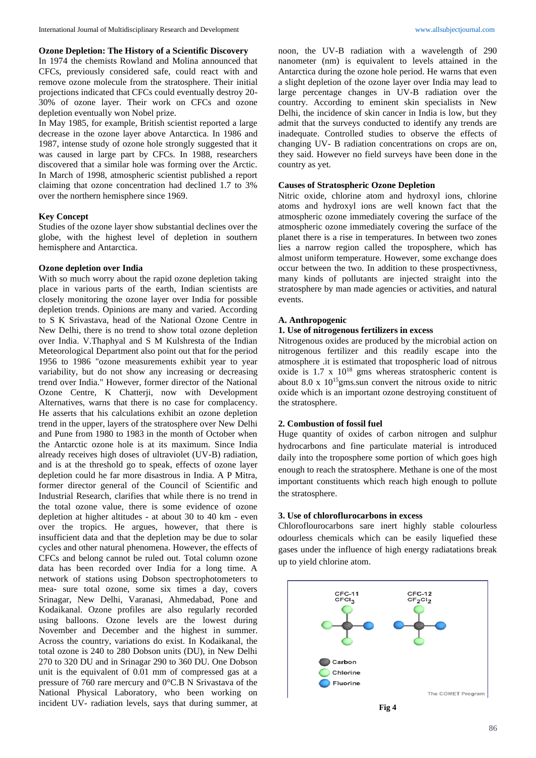### Ozone Depletion: The History of a Scientific Discovery

In 1974 the chemists Rowland and Molina announced that CFCs, previously considered safe, could react with and remove ozone molecule from the stratosphere. Their initial projections indicated that CFCs could eventually destroy 20-30% of ozone layer. Their work on CFCs and ozone depletion eventually won Nobel prize.

In May 1985, for example, British scientist reported a large decrease in the ozone layer above Antarctica. In 1986 and 1987, intense study of ozone hole strongly suggested that it was caused in large part by CFCs. In 1988, researchers discovered that a similar hole was forming over the Arctic. In March of 1998, atmospheric scientist published a report claiming that ozone concentration had declined 1.7 to 3% over the northern hemisphere since 1969.

### Key Concept

Studies of the ozone layer show substantial declines over the globe, with the highest level of depletion in southern hemisphere and Antarctica.

### Ozone depletion over India

With so much worry about the rapid ozone depletion taking place in various parts of the earth, Indian scientists are closely monitoring the ozone layer over India for possible depletion trends. Opinions are many and varied. According to S K Srivastava, head of the National Ozone Centre in New Delhi, there is no trend to show total ozone depletion over India. V.Thaphyal and S M Kulshresta of the Indian Meteorological Department also point out that for the period 1956 to 1986 "ozone measurements exhibit year to year variability, but do not show any increasing or decreasing trend over India." However, former director of the National Ozone Centre, K Chatterji, now with Development Alternatives, warns that there is no case for complacency. He asserts that his calculations exhibit an ozone depletion trend in the upper, layers of the stratosphere over New Delhi and Pune from 1980 to 1983 in the month of October when the Antarctic ozone hole is at its maximum. Since India already receives high doses of ultraviolet (UV-B) radiation, and is at the threshold go to speak, effects of ozone layer depletion could he far more disastrous in India. A P Mitra, former director general of the Council of Scientific and Industrial Research, clarifies that while there is no trend in the total ozone value, there is some evidence of ozone depletion at higher altitudes - at about 30 to 40 km - even over the tropics. He argues, however, that there is insufficient data and that the depletion may be due to solar cycles and other natural phenomena. However, the effects of CFCs and belong cannot be ruled out. Total column ozone data has been recorded over India for a long time. A network of stations using Dobson spectrophotometers to mea- sure total ozone, some six times a day, covers Srinagar, New Delhi, Varanasi, Ahmedabad, Pone and Kodaikanal. Ozone profiles are also regularly recorded using balloons. Ozone levels are the lowest during November and December and the highest in summer. Across the country, variations do exist. In Kodaikanal, the total ozone is 240 to 280 Dobson units (DU), in New Delhi 270 to 320 DU and in Srinagar 290 to 360 DU. One Dobson unit is the equivalent of 0.01 mm of compressed gas at a pressure of 760 rare mercury and 0°C.B N Srivastava of the National Physical Laboratory, who been working on incident UV- radiation levels, says that during summer, at noon, the UV-B radiation with a wavelength of 290 nanometer (nm) is equivalent to levels attained in the Antarctica during the ozone hole period. He warns that even a slight depletion of the ozone layer over India may lead to large percentage changes in UV-B radiation over the country. According to eminent skin specialists in New Delhi, the incidence of skin cancer in India is low, but they admit that the surveys conducted to identify any trends are inadequate. Controlled studies to observe the effects of changing UV- B radiation concentrations on crops are on, they said. However no field surveys have been done in the country as yet.

### Causes of Stratospheric Ozone Depletion

Nitric oxide, chlorine atom and hydroxyl ions, chlorine atoms and hydroxyl ions are well known fact that the atmospheric ozone immediately covering the surface of the atmospheric ozone immediately covering the surface of the planet there is a rise in temperatures. In between two zones lies a narrow region called the troposphere, which has almost uniform temperature. However, some exchange does occur between the two. In addition to these prospectivness, many kinds of pollutants are injected straight into the stratosphere by man made agencies or activities, and natural events.

#### A. Anthropogenic

**1. Use of nitrogenous fertilizers in excess**

Nitrogenous oxides are produced by the microbial action on nitrogenous fertilizer and this readily escape into the atmosphere .it is estimated that tropospheric load of nitrous oxide is 1.7 x $10^{18}$ gms whereas stratospheric content is about 8.0 x $10^{15}$gms.sun convert the nitrous oxide to nitric oxide which is an important ozone destroying constituent of the stratosphere.

**2. Combustion of fossil fuel**

Huge quantity of oxides of carbon nitrogen and sulphur hydrocarbons and fine particulate material is introduced daily into the troposphere some portion of which goes high enough to reach the stratosphere. Methane is one of the most important constituents which reach high enough to pollute the stratosphere.

**3. Use of chloroflurocarbons in excess**

Chloroflourocarbons sare inert highly stable colourless odourless chemicals which can be easily liquefied these gases under the influence of high energy radiatations break up to yield chlorine atom.

Fig 4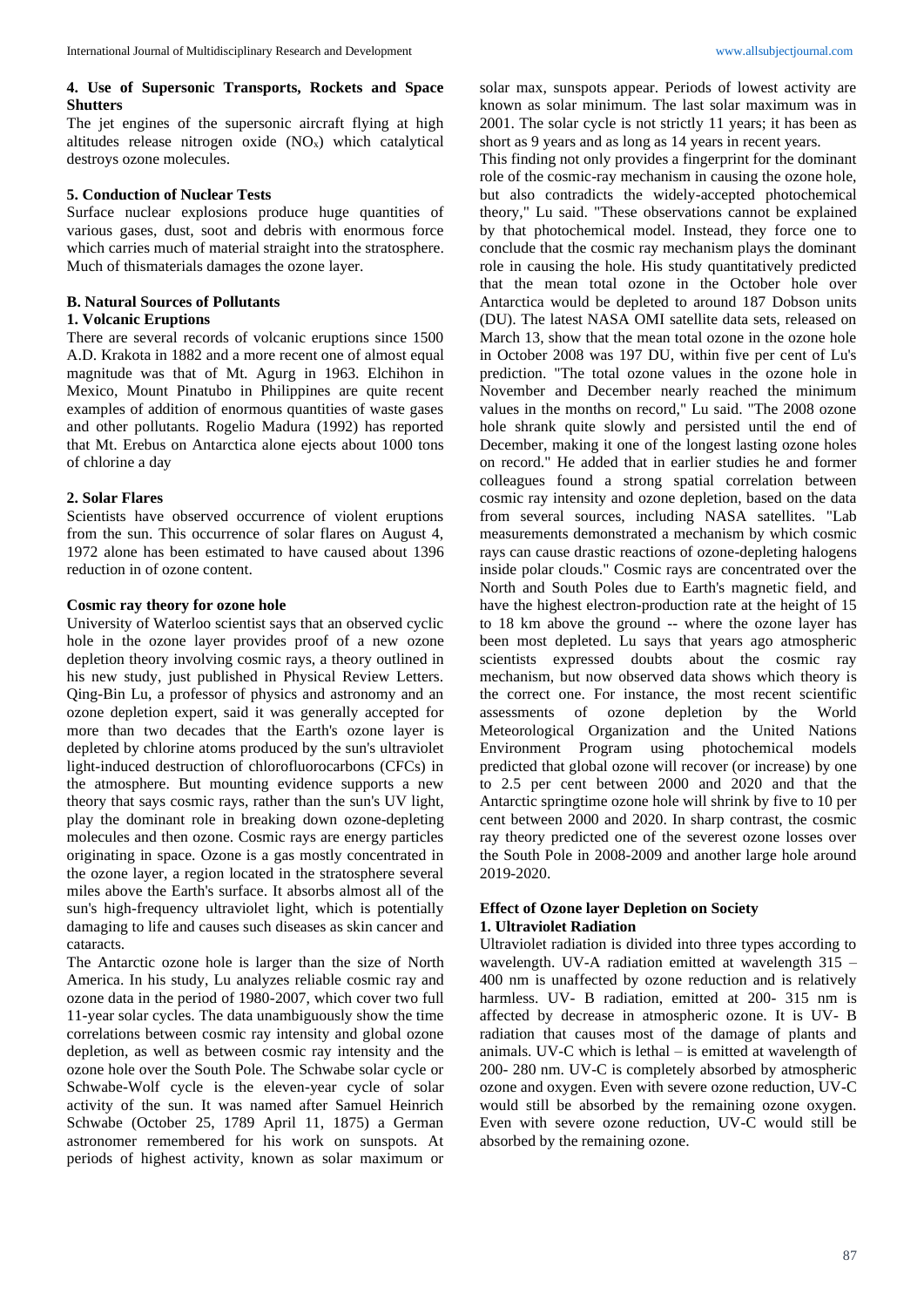#### 4. Use of Supersonic Transports, Rockets and Space Shutters

The jet engines of the supersonic aircraft flying at high altitudes release nitrogen oxide ($NO_x$) which catalytical destroys ozone molecules.

#### 5. Conduction of Nuclear Tests

Surface nuclear explosions produce huge quantities of various gases, dust, soot and debris with enormous force which carries much of material straight into the stratosphere. Much of thismaterials damages the ozone layer.

### B. Natural Sources of Pollutants

#### 1. Volcanic Eruptions

There are several records of volcanic eruptions since 1500 A.D. Krakota in 1882 and a more recent one of almost equal magnitude was that of Mt. Agurg in 1963. Elchihon in Mexico, Mount Pinatubo in Philippines are quite recent examples of addition of enormous quantities of waste gases and other pollutants. Rogelio Madura (1992) has reported that Mt. Erebus on Antarctica alone ejects about 1000 tons of chlorine a day

#### 2. Solar Flares

Scientists have observed occurrence of violent eruptions from the sun. This occurrence of solar flares on August 4, 1972 alone has been estimated to have caused about 1396 reduction in of ozone content.

### Cosmic ray theory for ozone hole

University of Waterloo scientist says that an observed cyclic hole in the ozone layer provides proof of a new ozone depletion theory involving cosmic rays, a theory outlined in his new study, just published in Physical Review Letters. Qing-Bin Lu, a professor of physics and astronomy and an ozone depletion expert, said it was generally accepted for more than two decades that the Earth's ozone layer is depleted by chlorine atoms produced by the sun's ultraviolet light-induced destruction of chlorofluorocarbons (CFCs) in the atmosphere. But mounting evidence supports a new theory that says cosmic rays, rather than the sun's UV light, play the dominant role in breaking down ozone-depleting molecules and then ozone. Cosmic rays are energy particles originating in space. Ozone is a gas mostly concentrated in the ozone layer, a region located in the stratosphere several miles above the Earth's surface. It absorbs almost all of the sun's high-frequency ultraviolet light, which is potentially damaging to life and causes such diseases as skin cancer and cataracts.

The Antarctic ozone hole is larger than the size of North America. In his study, Lu analyzes reliable cosmic ray and ozone data in the period of 1980-2007, which cover two full 11-year solar cycles. The data unambiguously show the time correlations between cosmic ray intensity and global ozone depletion, as well as between cosmic ray intensity and the ozone hole over the South Pole. The Schwabe solar cycle or Schwabe-Wolf cycle is the eleven-year cycle of solar activity of the sun. It was named after Samuel Heinrich Schwabe (October 25, 1789 April 11, 1875) a German astronomer remembered for his work on sunspots. At periods of highest activity, known as solar maximum or solar max, sunspots appear. Periods of lowest activity are known as solar minimum. The last solar maximum was in 2001. The solar cycle is not strictly 11 years; it has been as short as 9 years and as long as 14 years in recent years.

This finding not only provides a fingerprint for the dominant role of the cosmic-ray mechanism in causing the ozone hole, but also contradicts the widely-accepted photochemical theory," Lu said. "These observations cannot be explained by that photochemical model. Instead, they force one to conclude that the cosmic ray mechanism plays the dominant role in causing the hole. His study quantitatively predicted that the mean total ozone in the October hole over Antarctica would be depleted to around 187 Dobson units (DU). The latest NASA OMI satellite data sets, released on March 13, show that the mean total ozone in the ozone hole in October 2008 was 197 DU, within five per cent of Lu's prediction. "The total ozone values in the ozone hole in November and December nearly reached the minimum values in the months on record," Lu said. "The 2008 ozone hole shrank quite slowly and persisted until the end of December, making it one of the longest lasting ozone holes on record." He added that in earlier studies he and former colleagues found a strong spatial correlation between cosmic ray intensity and ozone depletion, based on the data from several sources, including NASA satellites. "Lab measurements demonstrated a mechanism by which cosmic rays can cause drastic reactions of ozone-depleting halogens inside polar clouds." Cosmic rays are concentrated over the North and South Poles due to Earth's magnetic field, and have the highest electron-production rate at the height of 15 to 18 km above the ground -- where the ozone layer has been most depleted. Lu says that years ago atmospheric scientists expressed doubts about the cosmic ray mechanism, but now observed data shows which theory is the correct one. For instance, the most recent scientific assessments of ozone depletion by the World Meteorological Organization and the United Nations Environment Program using photochemical models predicted that global ozone will recover (or increase) by one to 2.5 per cent between 2000 and 2020 and that the Antarctic springtime ozone hole will shrink by five to 10 per cent between 2000 and 2020. In sharp contrast, the cosmic ray theory predicted one of the severest ozone losses over the South Pole in 2008-2009 and another large hole around 2019-2020.

### Effect of Ozone layer Depletion on Society

#### 1. Ultraviolet Radiation

Ultraviolet radiation is divided into three types according to wavelength. UV-A radiation emitted at wavelength 315 – 400 nm is unaffected by ozone reduction and is relatively harmless. UV- B radiation, emitted at 200- 315 nm is affected by decrease in atmospheric ozone. It is UV- B radiation that causes most of the damage of plants and animals. UV-C which is lethal – is emitted at wavelength of 200- 280 nm. UV-C is completely absorbed by atmospheric ozone and oxygen. Even with severe ozone reduction, UV-C would still be absorbed by the remaining ozone oxygen. Even with severe ozone reduction, UV-C would still be absorbed by the remaining ozone.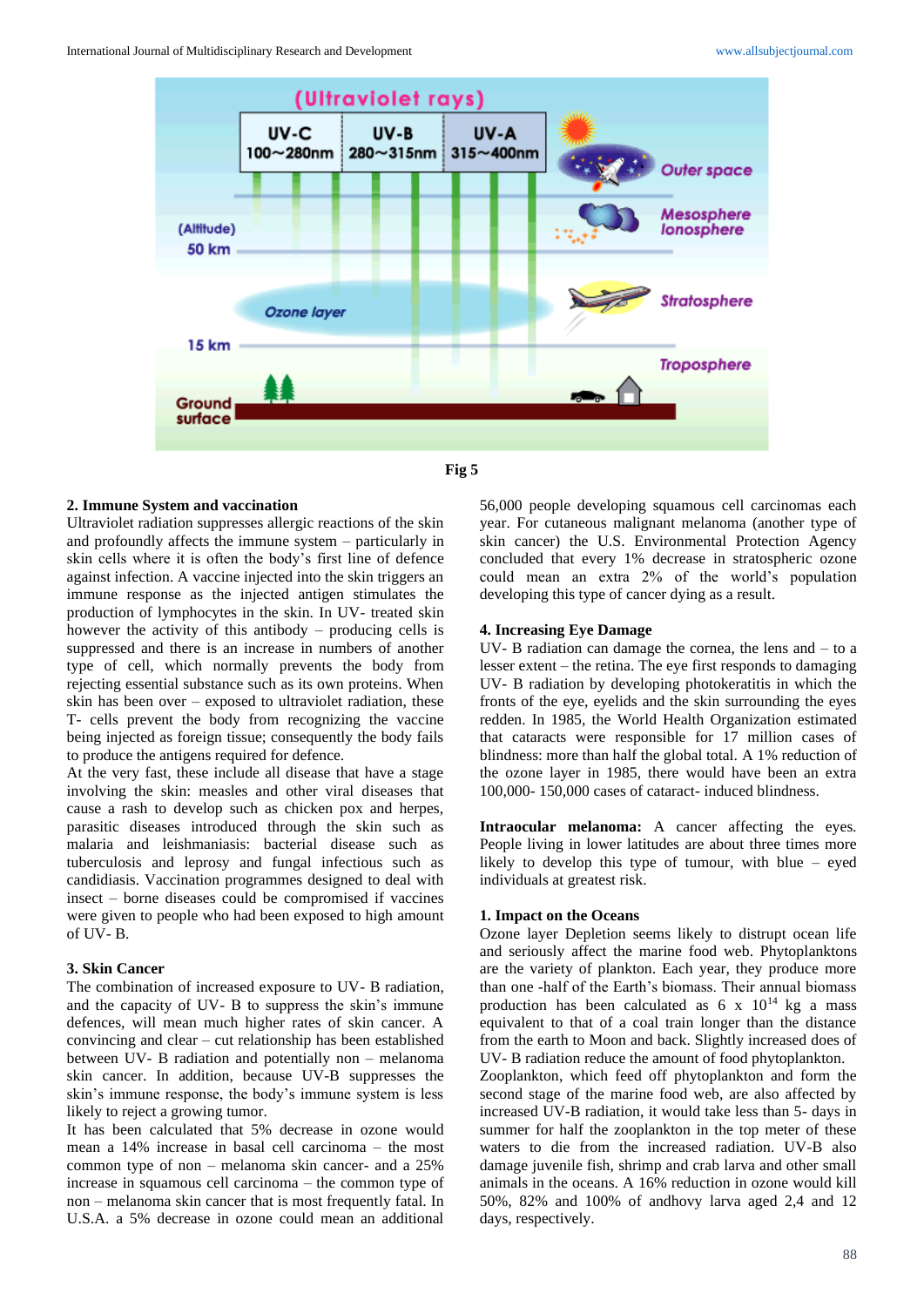Fig 5

**2. Immune System and vaccination**

Ultraviolet radiation suppresses allergic reactions of the skin and profoundly affects the immune system – particularly in skin cells where it is often the body's first line of defence against infection. A vaccine injected into the skin triggers an immune response as the injected antigen stimulates the production of lymphocytes in the skin. In UV- treated skin however the activity of this antibody – producing cells is suppressed and there is an increase in numbers of another type of cell, which normally prevents the body from rejecting essential substance such as its own proteins. When skin has been over – exposed to ultraviolet radiation, these T- cells prevent the body from recognizing the vaccine being injected as foreign tissue; consequently the body fails to produce the antigens required for defence.

At the very fast, these include all disease that have a stage involving the skin: measles and other viral diseases that cause a rash to develop such as chicken pox and herpes, parasitic diseases introduced through the skin such as malaria and leishmaniasis: bacterial disease such as tuberculosis and leprosy and fungal infectious such as candidiasis. Vaccination programmes designed to deal with insect – borne diseases could be compromised if vaccines were given to people who had been exposed to high amount of UV- B.

**3. Skin Cancer**

The combination of increased exposure to UV- B radiation, and the capacity of UV- B to suppress the skin's immune defences, will mean much higher rates of skin cancer. A convincing and clear – cut relationship has been established between UV- B radiation and potentially non – melanoma skin cancer. In addition, because UV-B suppresses the skin's immune response, the body's immune system is less likely to reject a growing tumor.

It has been calculated that 5% decrease in ozone would mean a 14% increase in basal cell carcinoma – the most common type of non – melanoma skin cancer- and a 25% increase in squamous cell carcinoma – the common type of non – melanoma skin cancer that is most frequently fatal. In U.S.A. a 5% decrease in ozone could mean an additional 56,000 people developing squamous cell carcinomas each year. For cutaneous malignant melanoma (another type of skin cancer) the U.S. Environmental Protection Agency concluded that every 1% decrease in stratospheric ozone could mean an extra 2% of the world's population developing this type of cancer dying as a result.

**4. Increasing Eye Damage**

UV- B radiation can damage the cornea, the lens and – to a lesser extent – the retina. The eye first responds to damaging UV- B radiation by developing photokeratitis in which the fronts of the eye, eyelids and the skin surrounding the eyes redden. In 1985, the World Health Organization estimated that cataracts were responsible for 17 million cases of blindness: more than half the global total. A 1% reduction of the ozone layer in 1985, there would have been an extra 100,000- 150,000 cases of cataract- induced blindness.

**Intraocular melanoma:** A cancer affecting the eyes. People living in lower latitudes are about three times more likely to develop this type of tumour, with blue – eyed individuals at greatest risk.

**1. Impact on the Oceans**

Ozone layer Depletion seems likely to distrupt ocean life and seriously affect the marine food web. Phytoplanktons are the variety of plankton. Each year, they produce more than one -half of the Earth's biomass. Their annual biomass production has been calculated as 6 x $10^{14}$ kg a mass equivalent to that of a coal train longer than the distance from the earth to Moon and back. Slightly increased does of UV- B radiation reduce the amount of food phytoplankton. Zooplankton, which feed off phytoplankton and form the second stage of the marine food web, are also affected by increased UV-B radiation, it would take less than 5- days in summer for half the zooplankton in the top meter of these waters to die from the increased radiation. UV-B also damage juvenile fish, shrimp and crab larva and other small animals in the oceans. A 16% reduction in ozone would kill 50%, 82% and 100% of andhovy larva aged 2,4 and 12 days, respectively.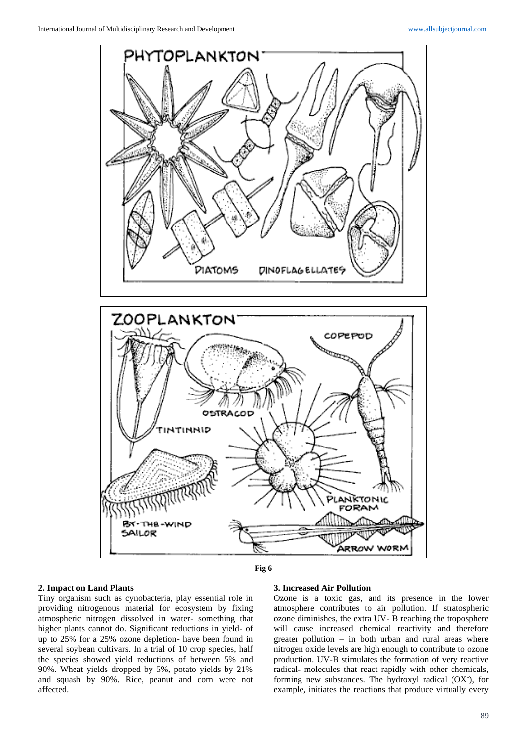Fig 6

## 2. Impact on Land Plants

Tiny organism such as cynobacteria, play essential role in providing nitrogenous material for ecosystem by fixing atmospheric nitrogen dissolved in water- something that higher plants cannot do. Significant reductions in yield- of up to 25% for a 25% ozone depletion- have been found in several soybean cultivars. In a trial of 10 crop species, half the species showed yield reductions of between 5% and 90%. Wheat yields dropped by 5%, potato yields by 21% and squash by 90%. Rice, peanut and corn were not affected.

## 3. Increased Air Pollution

Ozone is a toxic gas, and its presence in the lower atmosphere contributes to air pollution. If stratospheric ozone diminishes, the extra UV- B reaching the troposphere will cause increased chemical reactivity and therefore greater pollution – in both urban and rural areas where nitrogen oxide levels are high enough to contribute to ozone production. UV-B stimulates the formation of very reactive radical- molecules that react rapidly with other chemicals, forming new substances. The hydroxyl radical ($OX^-$), for example, initiates the reactions that produce virtually every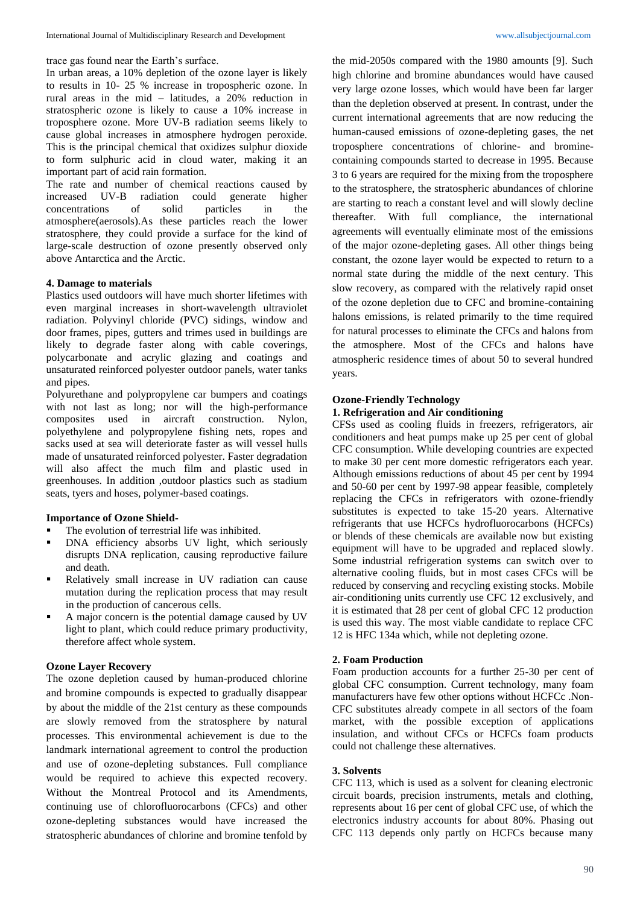trace gas found near the Earth's surface.

In urban areas, a 10% depletion of the ozone layer is likely to results in 10- 25 % increase in tropospheric ozone. In rural areas in the mid – latitudes, a 20% reduction in stratospheric ozone is likely to cause a 10% increase in troposphere ozone. More UV-B radiation seems likely to cause global increases in atmosphere hydrogen peroxide. This is the principal chemical that oxidizes sulphur dioxide to form sulphuric acid in cloud water, making it an important part of acid rain formation.

The rate and number of chemical reactions caused by increased UV-B radiation could generate higher concentrations of solid particles in the atmosphere(aerosols).As these particles reach the lower stratosphere, they could provide a surface for the kind of large-scale destruction of ozone presently observed only above Antarctica and the Arctic.

**4. Damage to materials**

Plastics used outdoors will have much shorter lifetimes with even marginal increases in short-wavelength ultraviolet radiation. Polyvinyl chloride (PVC) sidings, window and door frames, pipes, gutters and trimes used in buildings are likely to degrade faster along with cable coverings, polycarbonate and acrylic glazing and coatings and unsaturated reinforced polyester outdoor panels, water tanks and pipes.

Polyurethane and polypropylene car bumpers and coatings with not last as long; nor will the high-performance composites used in aircraft construction. Nylon, polyethylene and polypropylene fishing nets, ropes and sacks used at sea will deteriorate faster as will vessel hulls made of unsaturated reinforced polyester. Faster degradation will also affect the much film and plastic used in greenhouses. In addition ,outdoor plastics such as stadium seats, tyers and hoses, polymer-based coatings.

**Importance of Ozone Shield-**

- The evolution of terrestrial life was inhibited.
- DNA efficiency absorbs UV light, which seriously disrupts DNA replication, causing reproductive failure and death.
- Relatively small increase in UV radiation can cause mutation during the replication process that may result in the production of cancerous cells.
- A major concern is the potential damage caused by UV light to plant, which could reduce primary productivity, therefore affect whole system.

**Ozone Layer Recovery**

The ozone depletion caused by human-produced chlorine and bromine compounds is expected to gradually disappear by about the middle of the 21st century as these compounds are slowly removed from the stratosphere by natural processes. This environmental achievement is due to the landmark international agreement to control the production and use of ozone-depleting substances. Full compliance would be required to achieve this expected recovery. Without the Montreal Protocol and its Amendments, continuing use of chlorofluorocarbons (CFCs) and other ozone-depleting substances would have increased the stratospheric abundances of chlorine and bromine tenfold by the mid-2050s compared with the 1980 amounts [9]. Such high chlorine and bromine abundances would have caused very large ozone losses, which would have been far larger than the depletion observed at present. In contrast, under the current international agreements that are now reducing the human-caused emissions of ozone-depleting gases, the net troposphere concentrations of chlorine- and bromine-containing compounds started to decrease in 1995. Because 3 to 6 years are required for the mixing from the troposphere to the stratosphere, the stratospheric abundances of chlorine are starting to reach a constant level and will slowly decline thereafter. With full compliance, the international agreements will eventually eliminate most of the emissions of the major ozone-depleting gases. All other things being constant, the ozone layer would be expected to return to a normal state during the middle of the next century. This slow recovery, as compared with the relatively rapid onset of the ozone depletion due to CFC and bromine-containing halons emissions, is related primarily to the time required for natural processes to eliminate the CFCs and halons from the atmosphere. Most of the CFCs and halons have atmospheric residence times of about 50 to several hundred years.

**Ozone-Friendly Technology**

**1. Refrigeration and Air conditioning**

CFSs used as cooling fluids in freezers, refrigerators, air conditioners and heat pumps make up 25 per cent of global CFC consumption. While developing countries are expected to make 30 per cent more domestic refrigerators each year. Although emissions reductions of about 45 per cent by 1994 and 50-60 per cent by 1997-98 appear feasible, completely replacing the CFCs in refrigerators with ozone-friendly substitutes is expected to take 15-20 years. Alternative refrigerants that use HCFCs hydrofluorocarbons (HCFCs) or blends of these chemicals are available now but existing equipment will have to be upgraded and replaced slowly. Some industrial refrigeration systems can switch over to alternative cooling fluids, but in most cases CFCs will be reduced by conserving and recycling existing stocks. Mobile air-conditioning units currently use CFC 12 exclusively, and it is estimated that 28 per cent of global CFC 12 production is used this way. The most viable candidate to replace CFC 12 is HFC 134a which, while not depleting ozone.

**2. Foam Production**

Foam production accounts for a further 25-30 per cent of global CFC consumption. Current technology, many foam manufacturers have few other options without HCFCc .Non-CFC substitutes already compete in all sectors of the foam market, with the possible exception of applications insulation, and without CFCs or HCFCs foam products could not challenge these alternatives.

**3. Solvents**

CFC 113, which is used as a solvent for cleaning electronic circuit boards, precision instruments, metals and clothing, represents about 16 per cent of global CFC use, of which the electronics industry accounts for about 80%. Phasing out CFC 113 depends only partly on HCFCs because many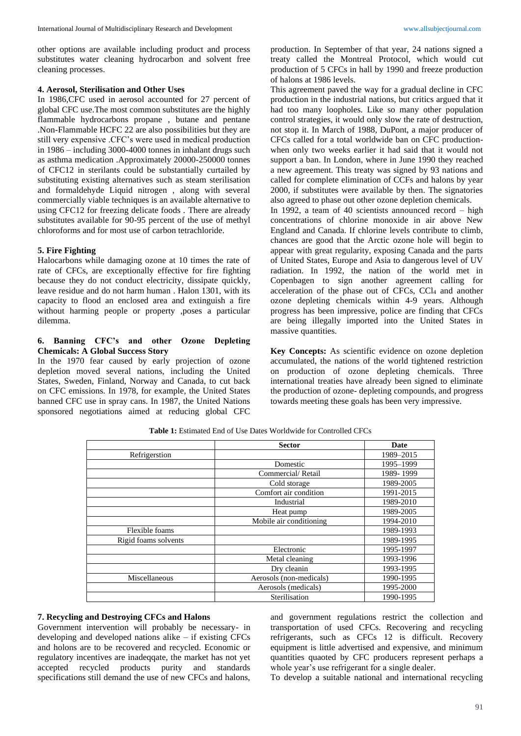other options are available including product and process substitutes water cleaning hydrocarbon and solvent free cleaning processes.

**4. Aerosol, Sterilisation and Other Uses**

In 1986,CFC used in aerosol accounted for 27 percent of global CFC use.The most common substitutes are the highly flammable hydrocarbons propane , butane and pentane .Non-Flammable HCFC 22 are also possibilities but they are still very expensive .CFC's were used in medical production in 1986 – including 3000-4000 tonnes in inhalant drugs such as asthma medication .Approximately 20000-250000 tonnes of CFC12 in sterilants could be substantially curtailed by substituting existing alternatives such as steam sterilisation and formaldehyde Liquid nitrogen , along with several commercially viable techniques is an available alternative to using CFC12 for freezing delicate foods . There are already substitutes available for 90-95 percent of the use of methyl chloroforms and for most use of carbon tetrachloride.

**5. Fire Fighting**

Halocarbons while damaging ozone at 10 times the rate of rate of CFCs, are exceptionally effective for fire fighting because they do not conduct electricity, dissipate quickly, leave residue and do not harm human . Halon 1301, with its capacity to flood an enclosed area and extinguish a fire without harming people or property ,poses a particular dilemma.

**6. Banning CFC's and other Ozone Depleting Chemicals: A Global Success Story**

In the 1970 fear caused by early projection of ozone depletion moved several nations, including the United States, Sweden, Finland, Norway and Canada, to cut back on CFC emissions. In 1978, for example, the United States banned CFC use in spray cans. In 1987, the United Nations sponsored negotiations aimed at reducing global CFC production. In September of that year, 24 nations signed a treaty called the Montreal Protocol, which would cut production of 5 CFCs in hall by 1990 and freeze production of halons at 1986 levels.

This agreement paved the way for a gradual decline in CFC production in the industrial nations, but critics argued that it had too many loopholes. Like so many other population control strategies, it would only slow the rate of destruction, not stop it. In March of 1988, DuPont, a major producer of CFCs called for a total worldwide ban on CFC production-when only two weeks earlier it had said that it would not support a ban. In London, where in June 1990 they reached a new agreement. This treaty was signed by 93 nations and called for complete elimination of CCFs and halons by year 2000, if substitutes were available by then. The signatories also agreed to phase out other ozone depletion chemicals.

In 1992, a team of 40 scientists announced record – high concentrations of chlorine monoxide in air above New England and Canada. If chlorine levels contribute to climb, chances are good that the Arctic ozone hole will begin to appear with great regularity, exposing Canada and the parts of United States, Europe and Asia to dangerous level of UV radiation. In 1992, the nation of the world met in Copenhagen to sign another agreement calling for acceleration of the phase out of CFCs, $CCl_4$ and another ozone depleting chemicals within 4-9 years. Although progress has been impressive, police are finding that CFCs are being illegally imported into the United States in massive quantities.

**Key Concepts:** As scientific evidence on ozone depletion accumulated, the nations of the world tightened restriction on production of ozone depleting chemicals. Three international treaties have already been signed to eliminate the production of ozone- depleting compounds, and progress towards meeting these goals has been very impressive.

**Table 1:** Estimated End of Use Dates Worldwide for Controlled CFCs

| | Sector | Date |
|---|---|---|
| Refrigerstion | | 1989–2015 |
| | Domestic | 1995–1999 |
| | Commercial/ Retail | 1989- 1999 |
| | Cold storage | 1989-2005 |
| | Comfort air condition | 1991-2015 |
| | Industrial | 1989-2010 |
| | Heat pump | 1989-2005 |
| | Mobile air conditioning | 1994-2010 |
| Flexible foams | | 1989-1993 |
| Rigid foams solvents | | 1989-1995 |
| | Electronic | 1995-1997 |
| | Metal cleaning | 1993-1996 |
| | Dry cleanin | 1993-1995 |
| Miscellaneous | Aerosols (non-medicals) | 1990-1995 |
| | Aerosols (medicals) | 1995-2000 |
| | Sterilisation | 1990-1995 |

**7. Recycling and Destroying CFCs and Halons**

Government intervention will probably be necessary- in developing and developed nations alike – if existing CFCs and holons are to be recovered and recycled. Economic or regulatory incentives are inadeqqate, the market has not yet accepted recycled products purity and standards specifications still demand the use of new CFCs and halons, and government regulations restrict the collection and transportation of used CFCs. Recovering and recycling refrigerants, such as CFCs 12 is difficult. Recovery equipment is little advertised and expensive, and minimum quantities quaoted by CFC producers represent perhaps a whole year's use refrigerant for a single dealer.

To develop a suitable national and international recycling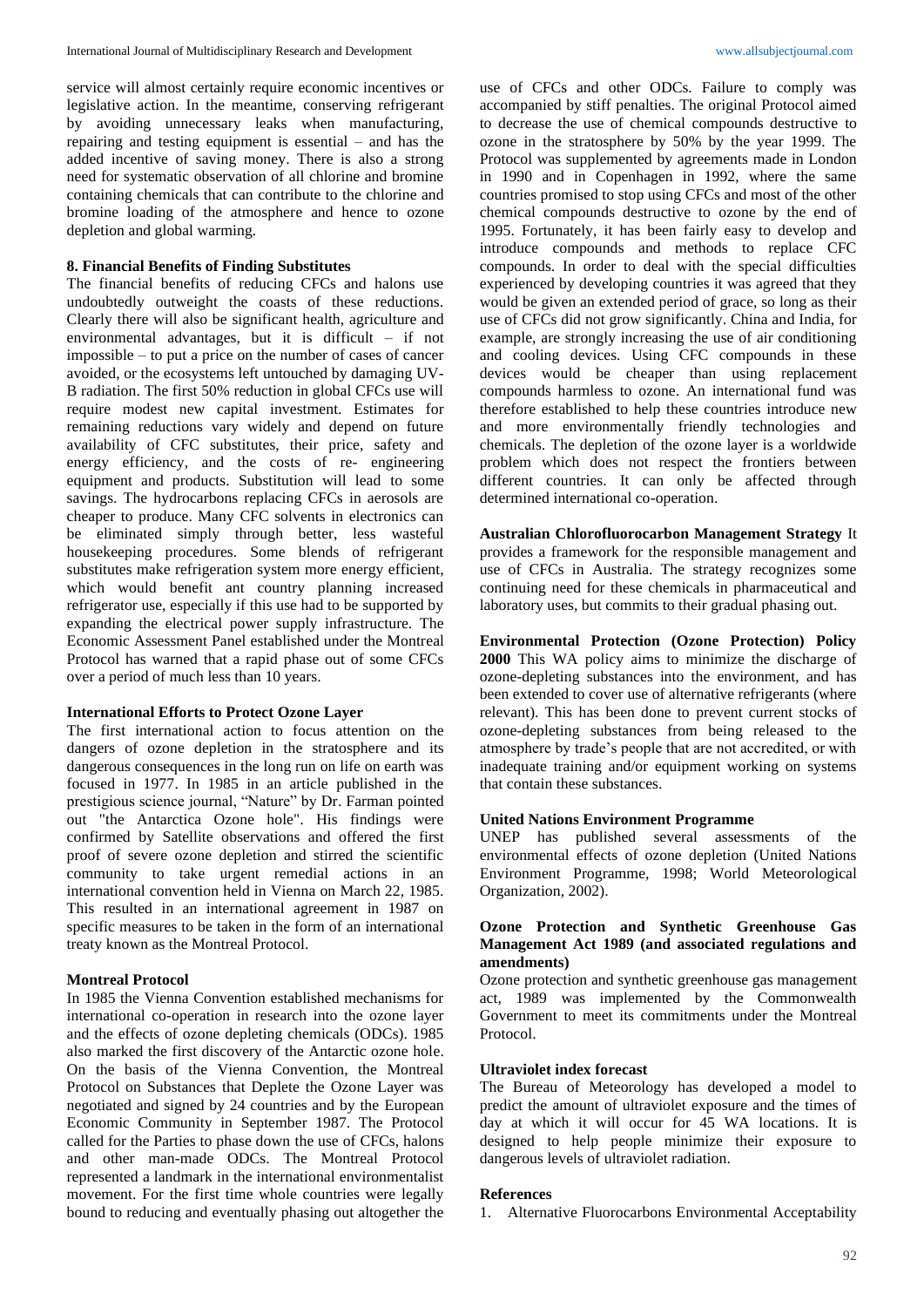service will almost certainly require economic incentives or legislative action. In the meantime, conserving refrigerant by avoiding unnecessary leaks when manufacturing, repairing and testing equipment is essential – and has the added incentive of saving money. There is also a strong need for systematic observation of all chlorine and bromine containing chemicals that can contribute to the chlorine and bromine loading of the atmosphere and hence to ozone depletion and global warming.

### 8. Financial Benefits of Finding Substitutes

The financial benefits of reducing CFCs and halons use undoubtedly outweight the coasts of these reductions. Clearly there will also be significant health, agriculture and environmental advantages, but it is difficult – if not impossible – to put a price on the number of cases of cancer avoided, or the ecosystems left untouched by damaging UV-B radiation. The first 50% reduction in global CFCs use will require modest new capital investment. Estimates for remaining reductions vary widely and depend on future availability of CFC substitutes, their price, safety and energy efficiency, and the costs of re- engineering equipment and products. Substitution will lead to some savings. The hydrocarbons replacing CFCs in aerosols are cheaper to produce. Many CFC solvents in electronics can be eliminated simply through better, less wasteful housekeeping procedures. Some blends of refrigerant substitutes make refrigeration system more energy efficient, which would benefit ant country planning increased refrigerator use, especially if this use had to be supported by expanding the electrical power supply infrastructure. The Economic Assessment Panel established under the Montreal Protocol has warned that a rapid phase out of some CFCs over a period of much less than 10 years.

### International Efforts to Protect Ozone Layer

The first international action to focus attention on the dangers of ozone depletion in the stratosphere and its dangerous consequences in the long run on life on earth was focused in 1977. In 1985 in an article published in the prestigious science journal, "Nature" by Dr. Farman pointed out "the Antarctica Ozone hole". His findings were confirmed by Satellite observations and offered the first proof of severe ozone depletion and stirred the scientific community to take urgent remedial actions in an international convention held in Vienna on March 22, 1985. This resulted in an international agreement in 1987 on specific measures to be taken in the form of an international treaty known as the Montreal Protocol.

### Montreal Protocol

In 1985 the Vienna Convention established mechanisms for international co-operation in research into the ozone layer and the effects of ozone depleting chemicals (ODCs). 1985 also marked the first discovery of the Antarctic ozone hole. On the basis of the Vienna Convention, the Montreal Protocol on Substances that Deplete the Ozone Layer was negotiated and signed by 24 countries and by the European Economic Community in September 1987. The Protocol called for the Parties to phase down the use of CFCs, halons and other man-made ODCs. The Montreal Protocol represented a landmark in the international environmentalist movement. For the first time whole countries were legally bound to reducing and eventually phasing out altogether the use of CFCs and other ODCs. Failure to comply was accompanied by stiff penalties. The original Protocol aimed to decrease the use of chemical compounds destructive to ozone in the stratosphere by 50% by the year 1999. The Protocol was supplemented by agreements made in London in 1990 and in Copenhagen in 1992, where the same countries promised to stop using CFCs and most of the other chemical compounds destructive to ozone by the end of 1995. Fortunately, it has been fairly easy to develop and introduce compounds and methods to replace CFC compounds. In order to deal with the special difficulties experienced by developing countries it was agreed that they would be given an extended period of grace, so long as their use of CFCs did not grow significantly. China and India, for example, are strongly increasing the use of air conditioning and cooling devices. Using CFC compounds in these devices would be cheaper than using replacement compounds harmless to ozone. An international fund was therefore established to help these countries introduce new and more environmentally friendly technologies and chemicals. The depletion of the ozone layer is a worldwide problem which does not respect the frontiers between different countries. It can only be affected through determined international co-operation.

**Australian Chlorofluorocarbon Management Strategy** It provides a framework for the responsible management and use of CFCs in Australia. The strategy recognizes some continuing need for these chemicals in pharmaceutical and laboratory uses, but commits to their gradual phasing out.

**Environmental Protection (Ozone Protection) Policy 2000** This WA policy aims to minimize the discharge of ozone-depleting substances into the environment, and has been extended to cover use of alternative refrigerants (where relevant). This has been done to prevent current stocks of ozone-depleting substances from being released to the atmosphere by trade's people that are not accredited, or with inadequate training and/or equipment working on systems that contain these substances.

### United Nations Environment Programme

UNEP has published several assessments of the environmental effects of ozone depletion (United Nations Environment Programme, 1998; World Meteorological Organization, 2002).

### Ozone Protection and Synthetic Greenhouse Gas Management Act 1989 (and associated regulations and amendments)

Ozone protection and synthetic greenhouse gas management act, 1989 was implemented by the Commonwealth Government to meet its commitments under the Montreal Protocol.

### Ultraviolet index forecast

The Bureau of Meteorology has developed a model to predict the amount of ultraviolet exposure and the times of day at which it will occur for 45 WA locations. It is designed to help people minimize their exposure to dangerous levels of ultraviolet radiation.

### References

1. Alternative Fluorocarbons Environmental Acceptability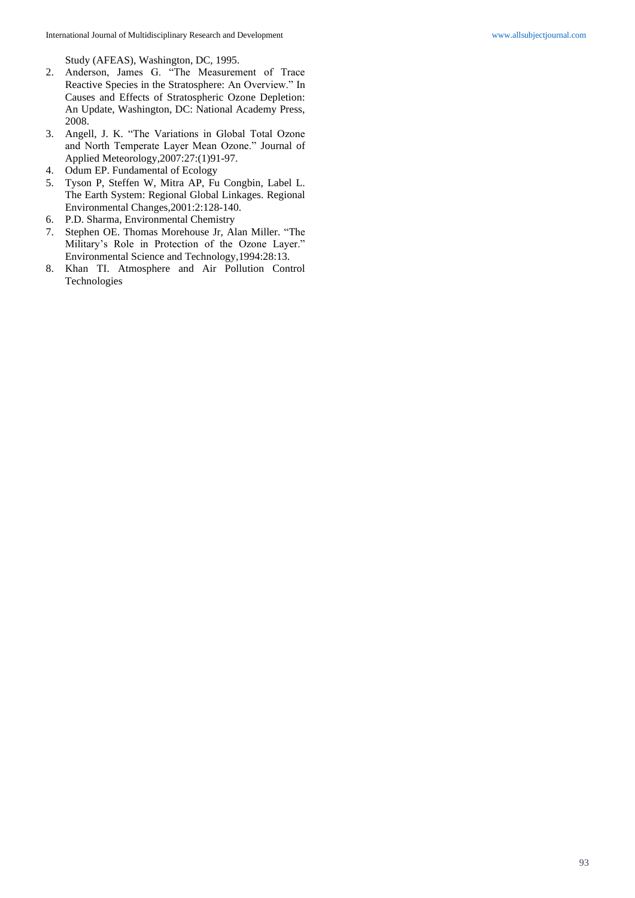Study (AFEAS), Washington, DC, 1995.

2. Anderson, James G. "The Measurement of Trace Reactive Species in the Stratosphere: An Overview." In Causes and Effects of Stratospheric Ozone Depletion: An Update, Washington, DC: National Academy Press, 2008.
3. Angell, J. K. "The Variations in Global Total Ozone and North Temperate Layer Mean Ozone." Journal of Applied Meteorology,2007:27:(1)91-97.
4. Odum EP. Fundamental of Ecology
5. Tyson P, Steffen W, Mitra AP, Fu Congbin, Label L. The Earth System: Regional Global Linkages. Regional Environmental Changes,2001:2:128-140.
6. P.D. Sharma, Environmental Chemistry
7. Stephen OE. Thomas Morehouse Jr, Alan Miller. "The Military's Role in Protection of the Ozone Layer." Environmental Science and Technology,1994:28:13.
8. Khan TI. Atmosphere and Air Pollution Control Technologies